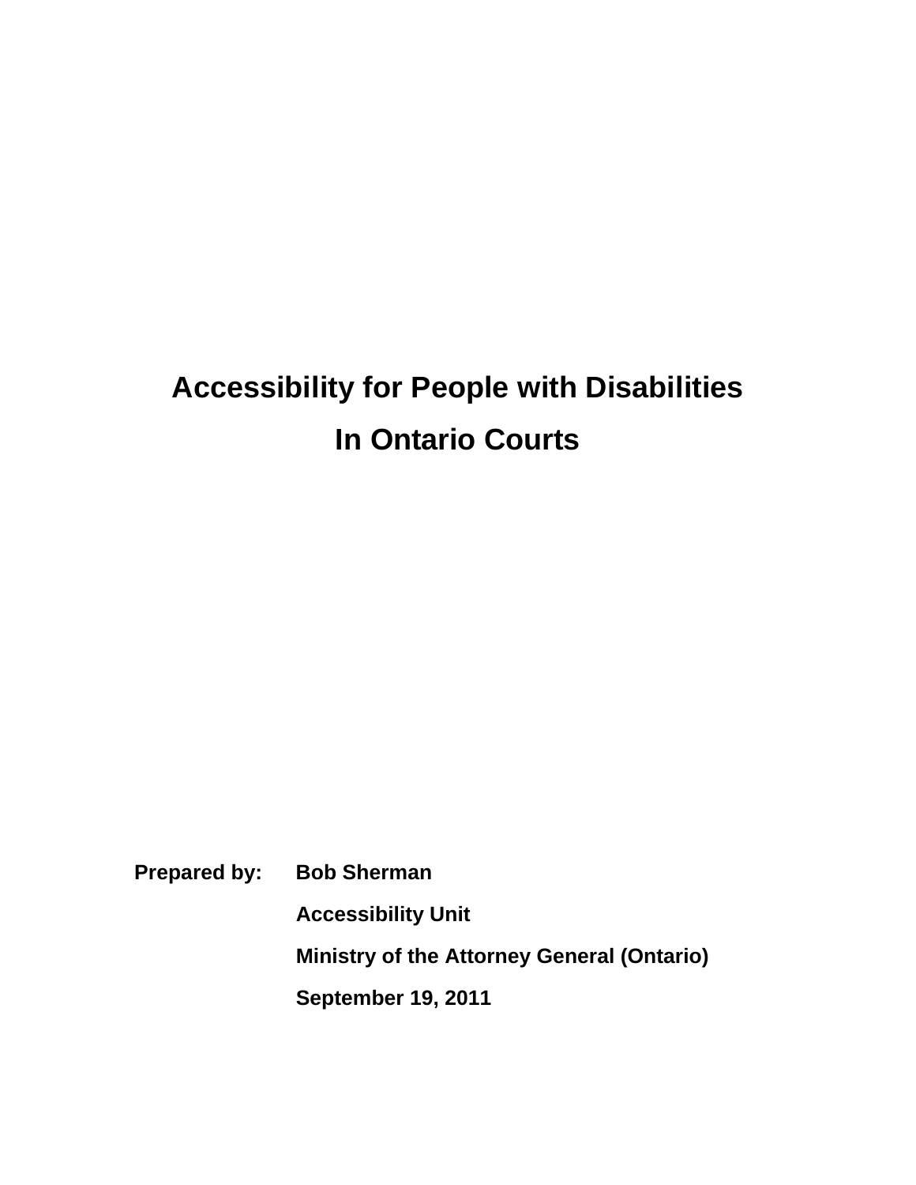# Accessibility for People with Disabilities In Ontario Courts

**Prepared by:** **Bob Sherman**

**Accessibility Unit**

**Ministry of the Attorney General (Ontario)**

**September 19, 2011**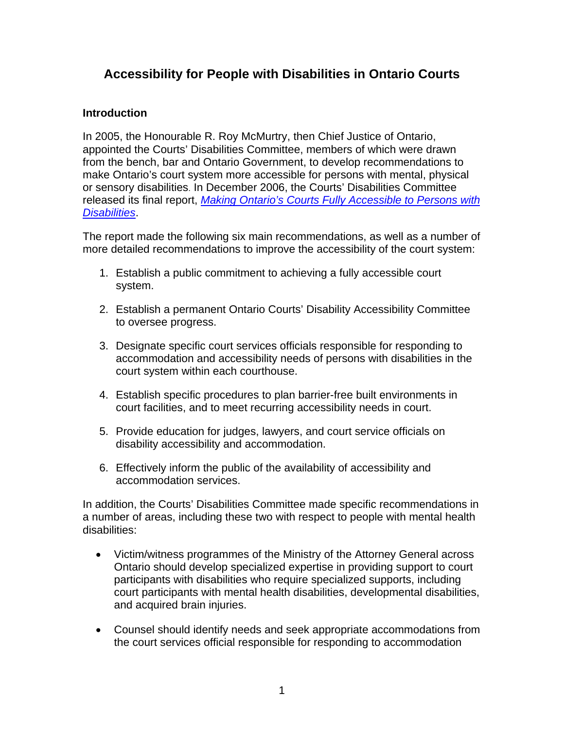# Accessibility for People with Disabilities in Ontario Courts

## Introduction

In 2005, the Honourable R. Roy McMurtry, then Chief Justice of Ontario, appointed the Courts' Disabilities Committee, members of which were drawn from the bench, bar and Ontario Government, to develop recommendations to make Ontario's court system more accessible for persons with mental, physical or sensory disabilities. In December 2006, the Courts' Disabilities Committee released its final report, *Making Ontario's Courts Fully Accessible to Persons with Disabilities*.

The report made the following six main recommendations, as well as a number of more detailed recommendations to improve the accessibility of the court system:

1. Establish a public commitment to achieving a fully accessible court system.
2. Establish a permanent Ontario Courts' Disability Accessibility Committee to oversee progress.
3. Designate specific court services officials responsible for responding to accommodation and accessibility needs of persons with disabilities in the court system within each courthouse.
4. Establish specific procedures to plan barrier-free built environments in court facilities, and to meet recurring accessibility needs in court.
5. Provide education for judges, lawyers, and court service officials on disability accessibility and accommodation.
6. Effectively inform the public of the availability of accessibility and accommodation services.

In addition, the Courts' Disabilities Committee made specific recommendations in a number of areas, including these two with respect to people with mental health disabilities:

- Victim/witness programmes of the Ministry of the Attorney General across Ontario should develop specialized expertise in providing support to court participants with disabilities who require specialized supports, including court participants with mental health disabilities, developmental disabilities, and acquired brain injuries.
- Counsel should identify needs and seek appropriate accommodations from the court services official responsible for responding to accommodation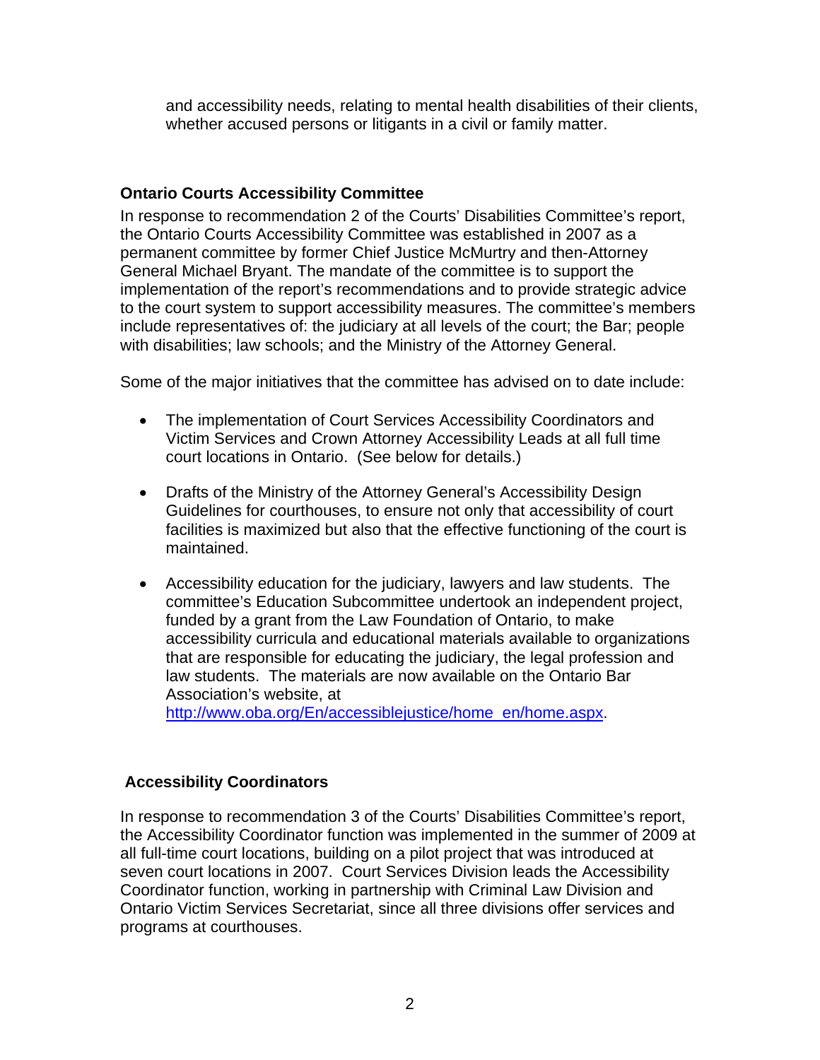and accessibility needs, relating to mental health disabilities of their clients, whether accused persons or litigants in a civil or family matter.

### Ontario Courts Accessibility Committee

In response to recommendation 2 of the Courts' Disabilities Committee's report, the Ontario Courts Accessibility Committee was established in 2007 as a permanent committee by former Chief Justice McMurtry and then-Attorney General Michael Bryant. The mandate of the committee is to support the implementation of the report's recommendations and to provide strategic advice to the court system to support accessibility measures. The committee's members include representatives of: the judiciary at all levels of the court; the Bar; people with disabilities; law schools; and the Ministry of the Attorney General.

Some of the major initiatives that the committee has advised on to date include:

- The implementation of Court Services Accessibility Coordinators and Victim Services and Crown Attorney Accessibility Leads at all full time court locations in Ontario. (See below for details.)
- Drafts of the Ministry of the Attorney General's Accessibility Design Guidelines for courthouses, to ensure not only that accessibility of court facilities is maximized but also that the effective functioning of the court is maintained.
- Accessibility education for the judiciary, lawyers and law students. The committee's Education Subcommittee undertook an independent project, funded by a grant from the Law Foundation of Ontario, to make accessibility curricula and educational materials available to organizations that are responsible for educating the judiciary, the legal profession and law students. The materials are now available on the Ontario Bar Association's website, at http://www.oba.org/En/accessiblejustice/home_en/home.aspx.

### Accessibility Coordinators

In response to recommendation 3 of the Courts' Disabilities Committee's report, the Accessibility Coordinator function was implemented in the summer of 2009 at all full-time court locations, building on a pilot project that was introduced at seven court locations in 2007. Court Services Division leads the Accessibility Coordinator function, working in partnership with Criminal Law Division and Ontario Victim Services Secretariat, since all three divisions offer services and programs at courthouses.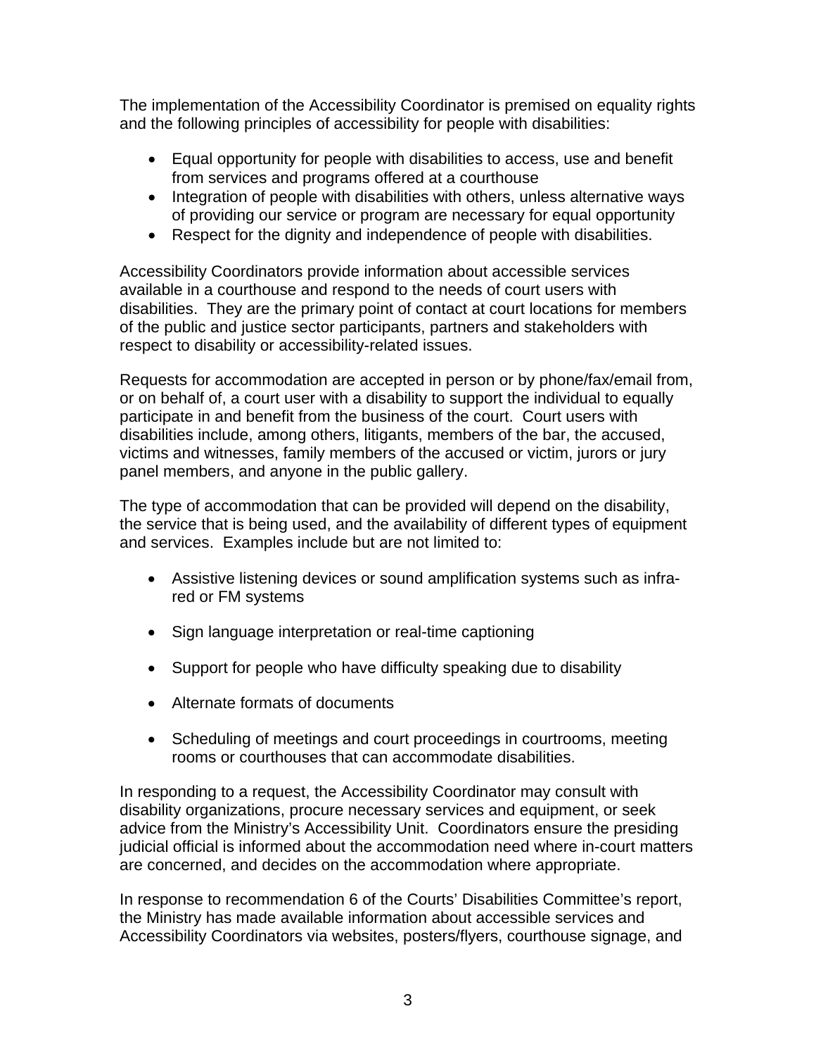The implementation of the Accessibility Coordinator is premised on equality rights and the following principles of accessibility for people with disabilities:

- Equal opportunity for people with disabilities to access, use and benefit from services and programs offered at a courthouse
- Integration of people with disabilities with others, unless alternative ways of providing our service or program are necessary for equal opportunity
- Respect for the dignity and independence of people with disabilities.

Accessibility Coordinators provide information about accessible services available in a courthouse and respond to the needs of court users with disabilities. They are the primary point of contact at court locations for members of the public and justice sector participants, partners and stakeholders with respect to disability or accessibility-related issues.

Requests for accommodation are accepted in person or by phone/fax/email from, or on behalf of, a court user with a disability to support the individual to equally participate in and benefit from the business of the court. Court users with disabilities include, among others, litigants, members of the bar, the accused, victims and witnesses, family members of the accused or victim, jurors or jury panel members, and anyone in the public gallery.

The type of accommodation that can be provided will depend on the disability, the service that is being used, and the availability of different types of equipment and services. Examples include but are not limited to:

- Assistive listening devices or sound amplification systems such as infra-red or FM systems
- Sign language interpretation or real-time captioning
- Support for people who have difficulty speaking due to disability
- Alternate formats of documents
- Scheduling of meetings and court proceedings in courtrooms, meeting rooms or courthouses that can accommodate disabilities.

In responding to a request, the Accessibility Coordinator may consult with disability organizations, procure necessary services and equipment, or seek advice from the Ministry's Accessibility Unit. Coordinators ensure the presiding judicial official is informed about the accommodation need where in-court matters are concerned, and decides on the accommodation where appropriate.

In response to recommendation 6 of the Courts' Disabilities Committee's report, the Ministry has made available information about accessible services and Accessibility Coordinators via websites, posters/flyers, courthouse signage, and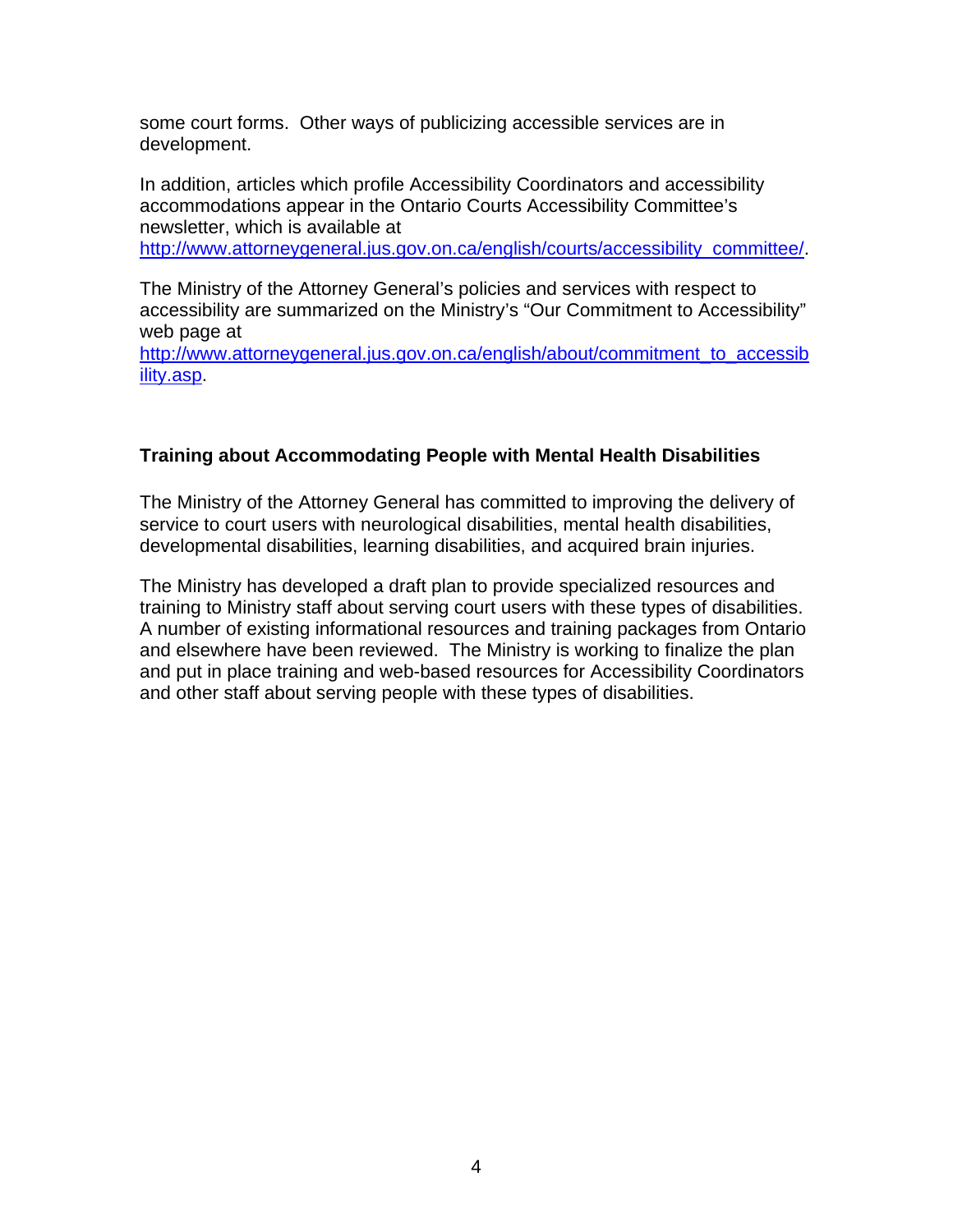some court forms. Other ways of publicizing accessible services are in development.

In addition, articles which profile Accessibility Coordinators and accessibility accommodations appear in the Ontario Courts Accessibility Committee's newsletter, which is available at [http://www.attorneygeneral.jus.gov.on.ca/english/courts/accessibility_committee/](http://www.attorneygeneral.jus.gov.on.ca/english/courts/accessibility_committee/).

The Ministry of the Attorney General's policies and services with respect to accessibility are summarized on the Ministry's "Our Commitment to Accessibility" web page at [http://www.attorneygeneral.jus.gov.on.ca/english/about/commitment_to_accessibility.asp](http://www.attorneygeneral.jus.gov.on.ca/english/about/commitment_to_accessibility.asp).

### Training about Accommodating People with Mental Health Disabilities

The Ministry of the Attorney General has committed to improving the delivery of service to court users with neurological disabilities, mental health disabilities, developmental disabilities, learning disabilities, and acquired brain injuries.

The Ministry has developed a draft plan to provide specialized resources and training to Ministry staff about serving court users with these types of disabilities. A number of existing informational resources and training packages from Ontario and elsewhere have been reviewed. The Ministry is working to finalize the plan and put in place training and web-based resources for Accessibility Coordinators and other staff about serving people with these types of disabilities.